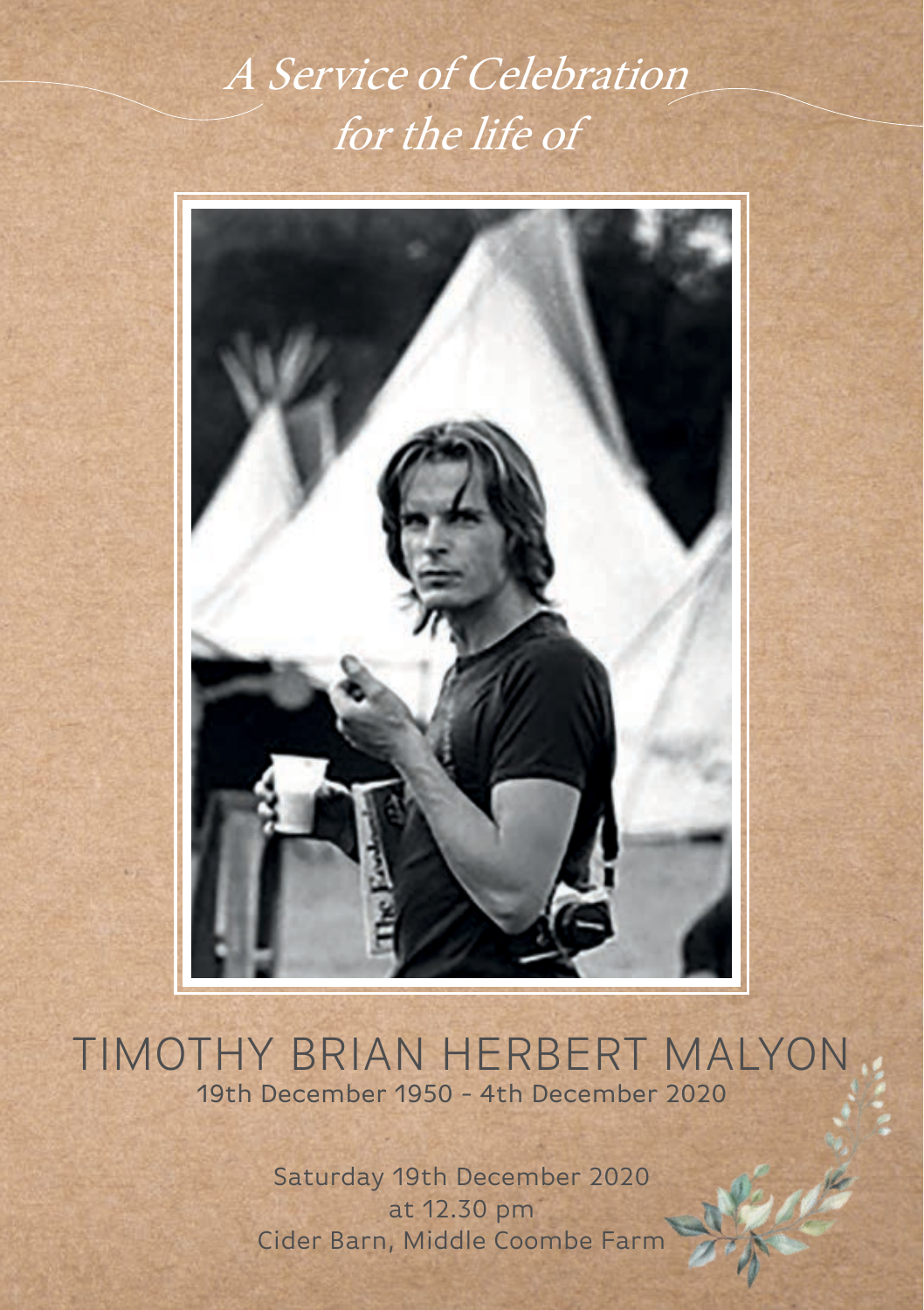# *A Service of Celebration for the life of*

## TIMOTHY BRIAN HERBERT MALYON

19th December 1950 - 4th December 2020

Saturday 19th December 2020
at 12.30 pm
Cider Barn, Middle Coombe Farm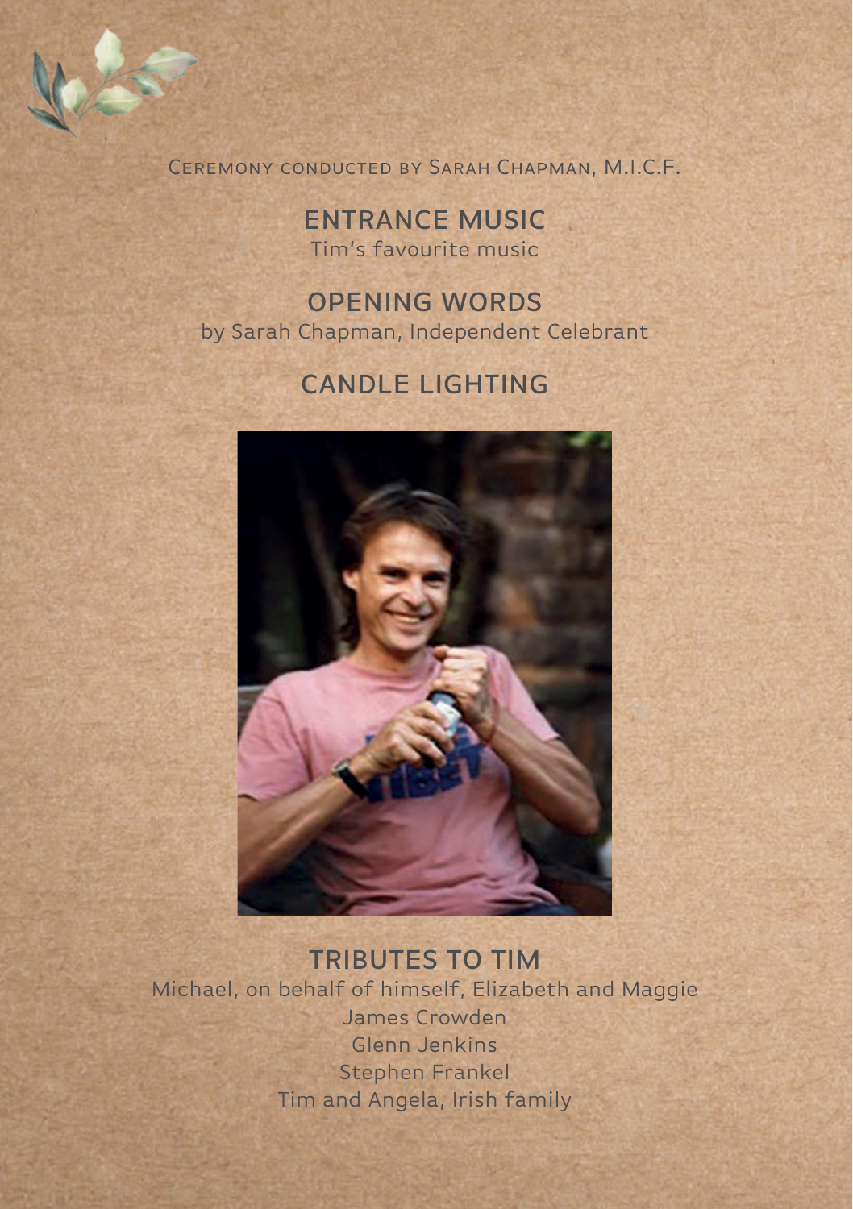Ceremony conducted by Sarah Chapman, M.I.C.F.

## ENTRANCE MUSIC

Tim's favourite music

## OPENING WORDS

by Sarah Chapman, Independent Celebrant

## CANDLE LIGHTING

## TRIBUTES TO TIM

Michael, on behalf of himself, Elizabeth and Maggie

James Crowden

Glenn Jenkins

Stephen Frankel

Tim and Angela, Irish family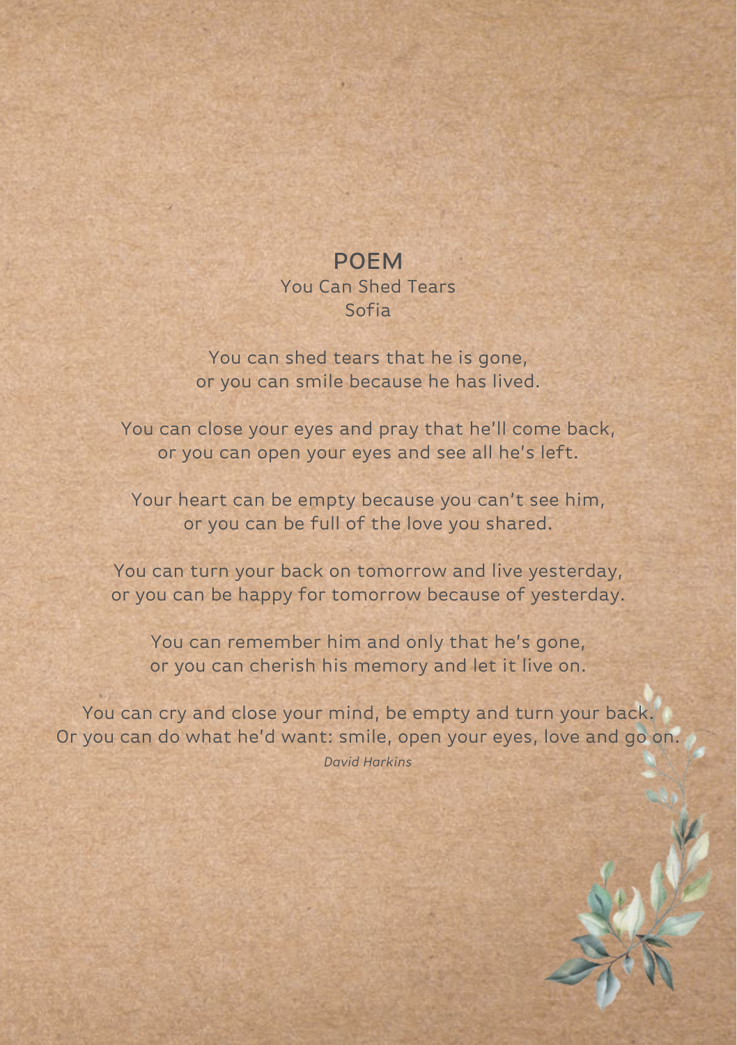## POEM

You Can Shed Tears

Sofia

You can shed tears that he is gone,
or you can smile because he has lived.

You can close your eyes and pray that he'll come back,
or you can open your eyes and see all he's left.

Your heart can be empty because you can't see him,
or you can be full of the love you shared.

You can turn your back on tomorrow and live yesterday,
or you can be happy for tomorrow because of yesterday.

You can remember him and only that he's gone,
or you can cherish his memory and let it live on.

You can cry and close your mind, be empty and turn your back.
Or you can do what he'd want: smile, open your eyes, love and go on.

*David Harkins*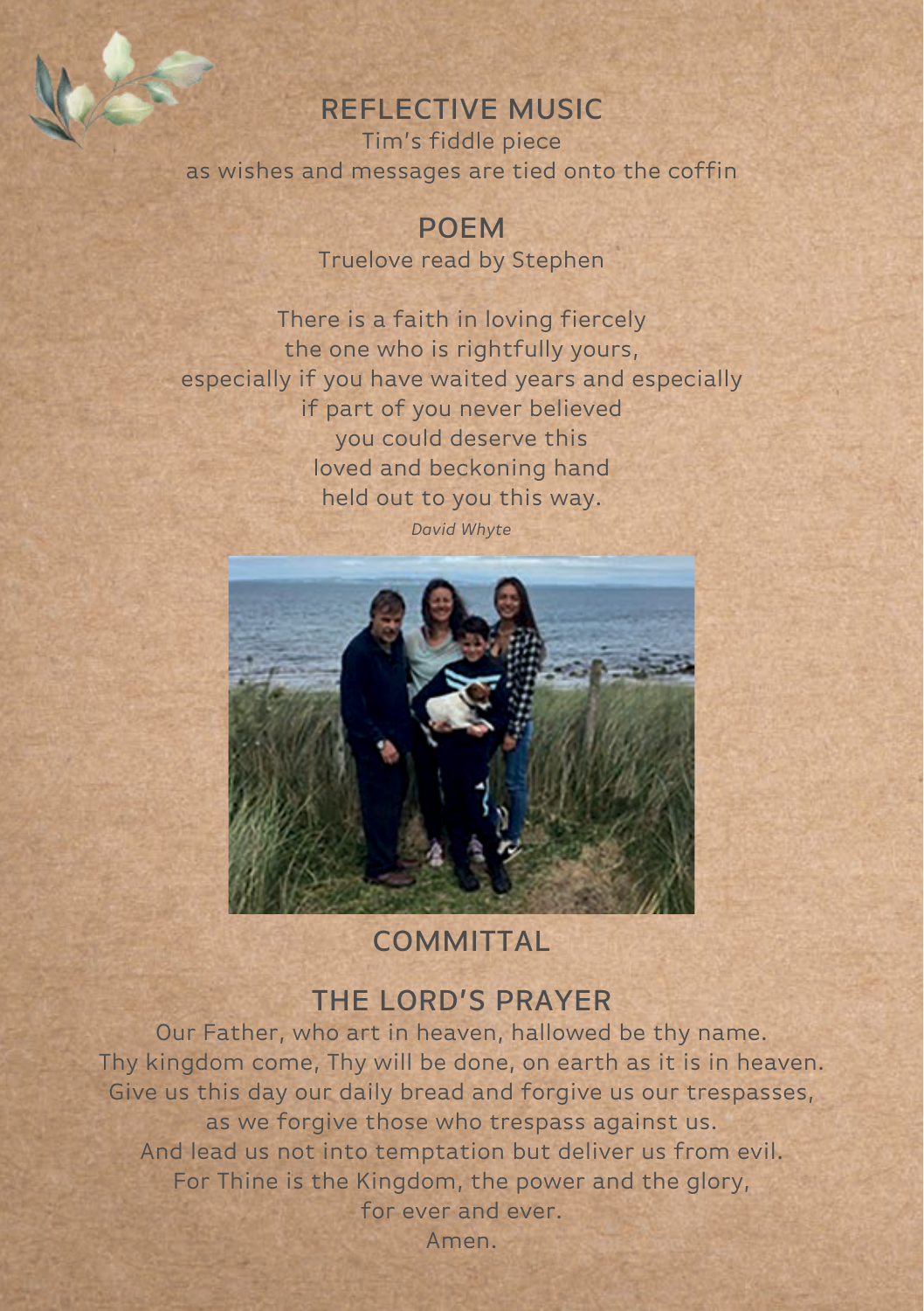## REFLECTIVE MUSIC

Tim's fiddle piece
as wishes and messages are tied onto the coffin

## POEM

Truelove read by Stephen

There is a faith in loving fiercely
the one who is rightfully yours,
especially if you have waited years and especially
if part of you never believed
you could deserve this
loved and beckoning hand
held out to you this way.

*David Whyte*

## COMMITTAL

## THE LORD'S PRAYER

Our Father, who art in heaven, hallowed be thy name.
Thy kingdom come, Thy will be done, on earth as it is in heaven.
Give us this day our daily bread and forgive us our trespasses,
as we forgive those who trespass against us.
And lead us not into temptation but deliver us from evil.
For Thine is the Kingdom, the power and the glory,
for ever and ever.
Amen.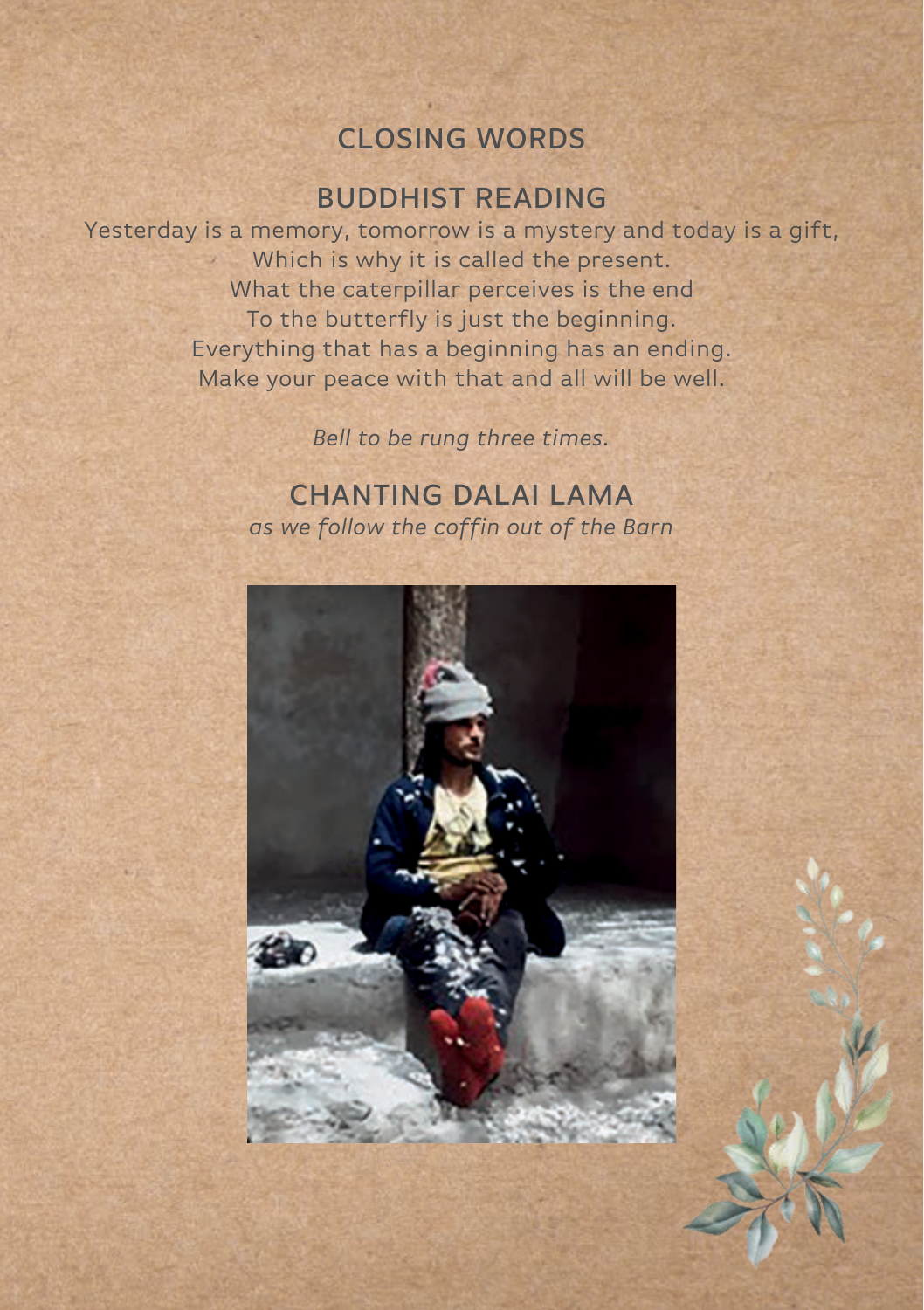## CLOSING WORDS

## BUDDHIST READING

Yesterday is a memory, tomorrow is a mystery and today is a gift,
Which is why it is called the present.
What the caterpillar perceives is the end
To the butterfly is just the beginning.
Everything that has a beginning has an ending.
Make your peace with that and all will be well.

*Bell to be rung three times.*

## CHANTING DALAI LAMA

*as we follow the coffin out of the Barn*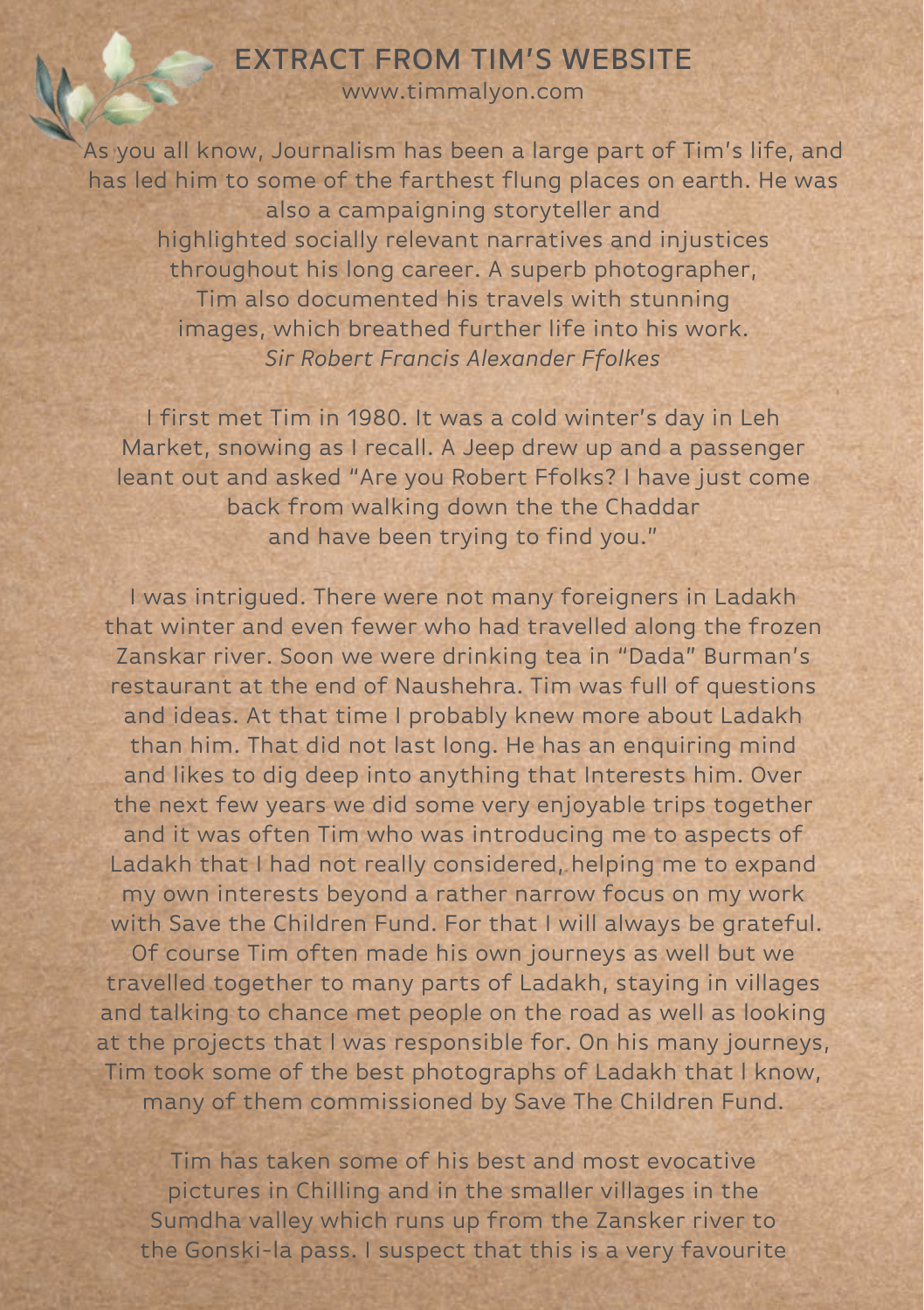## EXTRACT FROM TIM'S WEBSITE

www.timmalyon.com

As you all know, Journalism has been a large part of Tim's life, and has led him to some of the farthest flung places on earth. He was also a campaigning storyteller and highlighted socially relevant narratives and injustices throughout his long career. A superb photographer, Tim also documented his travels with stunning images, which breathed further life into his work.

*Sir Robert Francis Alexander Ffolkes*

I first met Tim in 1980. It was a cold winter's day in Leh Market, snowing as I recall. A Jeep drew up and a passenger leant out and asked "Are you Robert Ffolks? I have just come back from walking down the the Chaddar and have been trying to find you."

I was intrigued. There were not many foreigners in Ladakh that winter and even fewer who had travelled along the frozen Zanskar river. Soon we were drinking tea in "Dada" Burman's restaurant at the end of Naushehra. Tim was full of questions and ideas. At that time I probably knew more about Ladakh than him. That did not last long. He has an enquiring mind and likes to dig deep into anything that Interests him. Over the next few years we did some very enjoyable trips together and it was often Tim who was introducing me to aspects of Ladakh that I had not really considered, helping me to expand my own interests beyond a rather narrow focus on my work with Save the Children Fund. For that I will always be grateful. Of course Tim often made his own journeys as well but we travelled together to many parts of Ladakh, staying in villages and talking to chance met people on the road as well as looking at the projects that I was responsible for. On his many journeys, Tim took some of the best photographs of Ladakh that I know, many of them commissioned by Save The Children Fund.

Tim has taken some of his best and most evocative pictures in Chilling and in the smaller villages in the Sumdha valley which runs up from the Zansker river to the Gonski-la pass. I suspect that this is a very favourite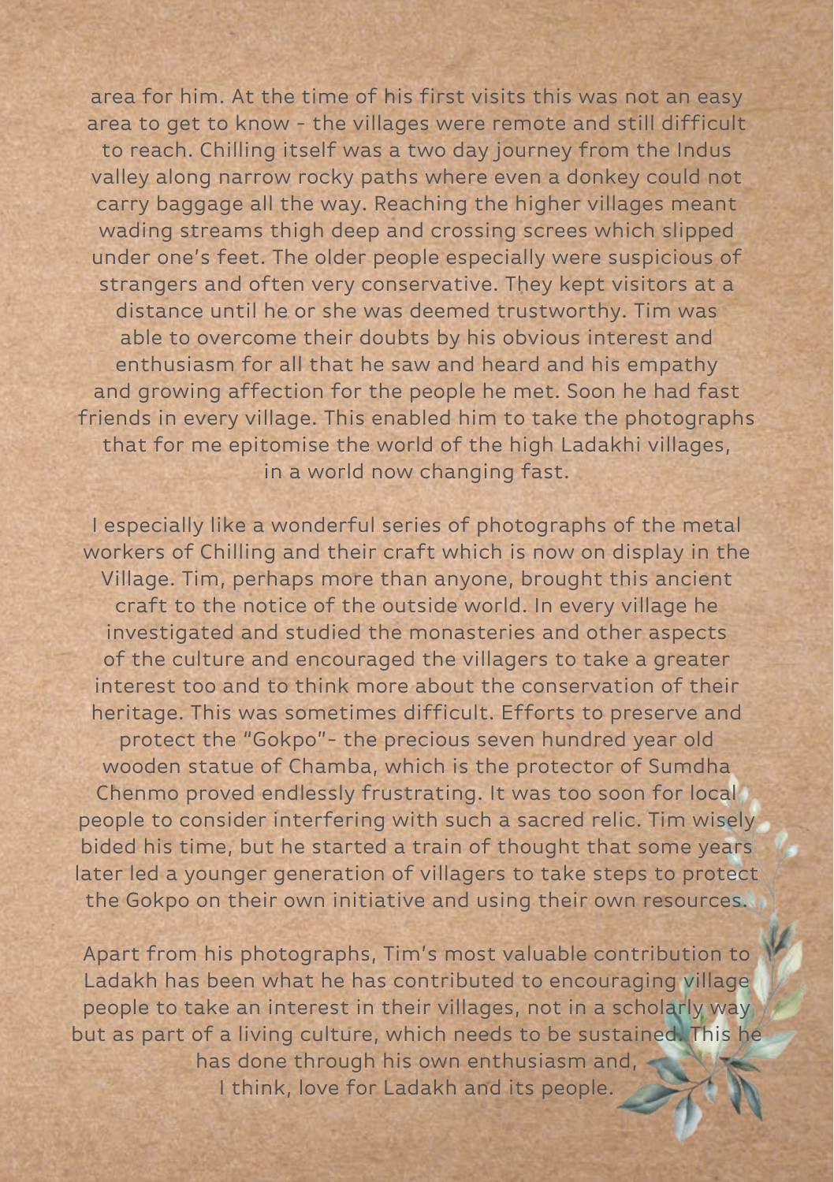area for him. At the time of his first visits this was not an easy area to get to know - the villages were remote and still difficult to reach. Chilling itself was a two day journey from the Indus valley along narrow rocky paths where even a donkey could not carry baggage all the way. Reaching the higher villages meant wading streams thigh deep and crossing screes which slipped under one's feet. The older people especially were suspicious of strangers and often very conservative. They kept visitors at a distance until he or she was deemed trustworthy. Tim was able to overcome their doubts by his obvious interest and enthusiasm for all that he saw and heard and his empathy and growing affection for the people he met. Soon he had fast friends in every village. This enabled him to take the photographs that for me epitomise the world of the high Ladakhi villages, in a world now changing fast.

I especially like a wonderful series of photographs of the metal workers of Chilling and their craft which is now on display in the Village. Tim, perhaps more than anyone, brought this ancient craft to the notice of the outside world. In every village he investigated and studied the monasteries and other aspects of the culture and encouraged the villagers to take a greater interest too and to think more about the conservation of their heritage. This was sometimes difficult. Efforts to preserve and protect the "Gokpo"- the precious seven hundred year old wooden statue of Chamba, which is the protector of Sumdha Chenmo proved endlessly frustrating. It was too soon for local people to consider interfering with such a sacred relic. Tim wisely bided his time, but he started a train of thought that some years later led a younger generation of villagers to take steps to protect the Gokpo on their own initiative and using their own resources.

Apart from his photographs, Tim's most valuable contribution to Ladakh has been what he has contributed to encouraging village people to take an interest in their villages, not in a scholarly way but as part of a living culture, which needs to be sustained. This he has done through his own enthusiasm and, I think, love for Ladakh and its people.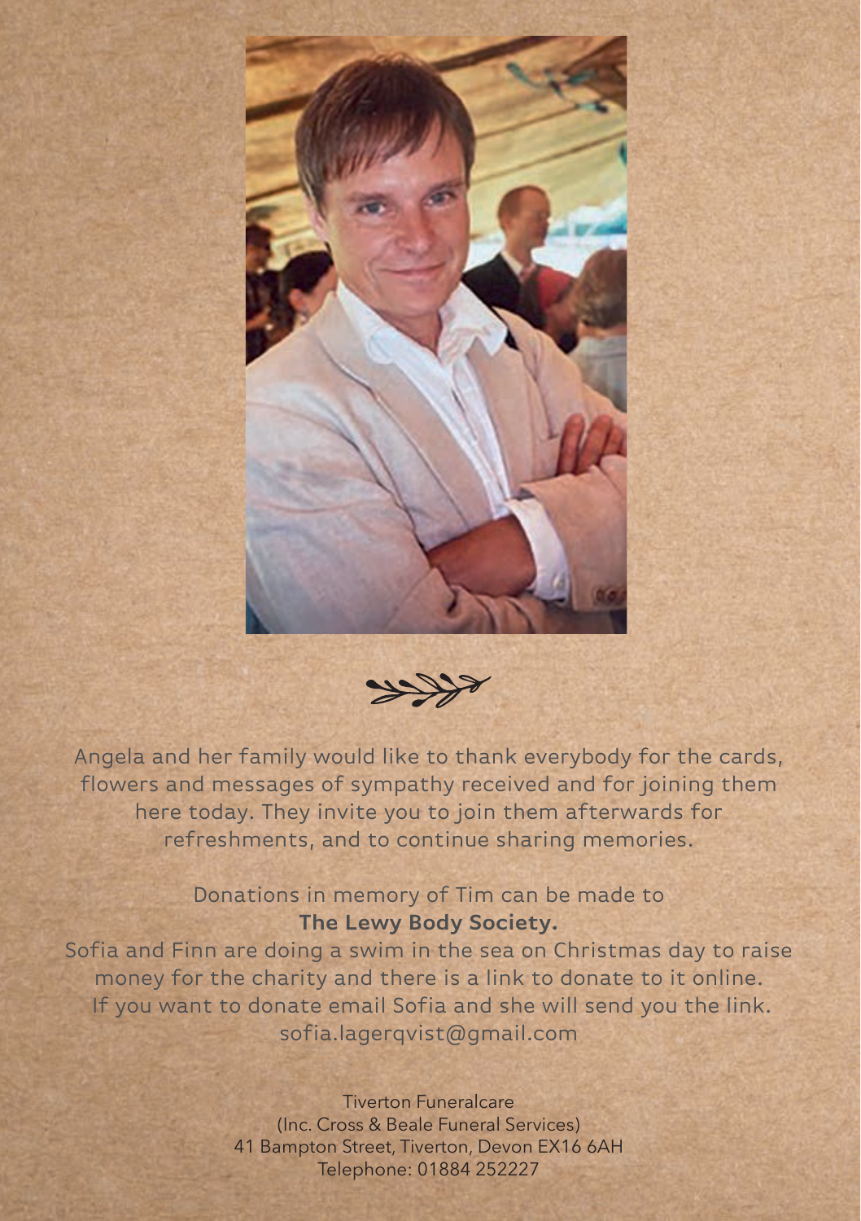Angela and her family would like to thank everybody for the cards, flowers and messages of sympathy received and for joining them here today. They invite you to join them afterwards for refreshments, and to continue sharing memories.

Donations in memory of Tim can be made to
**The Lewy Body Society.**
Sofia and Finn are doing a swim in the sea on Christmas day to raise money for the charity and there is a link to donate to it online. If you want to donate email Sofia and she will send you the link.
sofia.lagerqvist@gmail.com

Tiverton Funeralcare
(Inc. Cross & Beale Funeral Services)
41 Bampton Street, Tiverton, Devon EX16 6AH
Telephone: 01884 252227